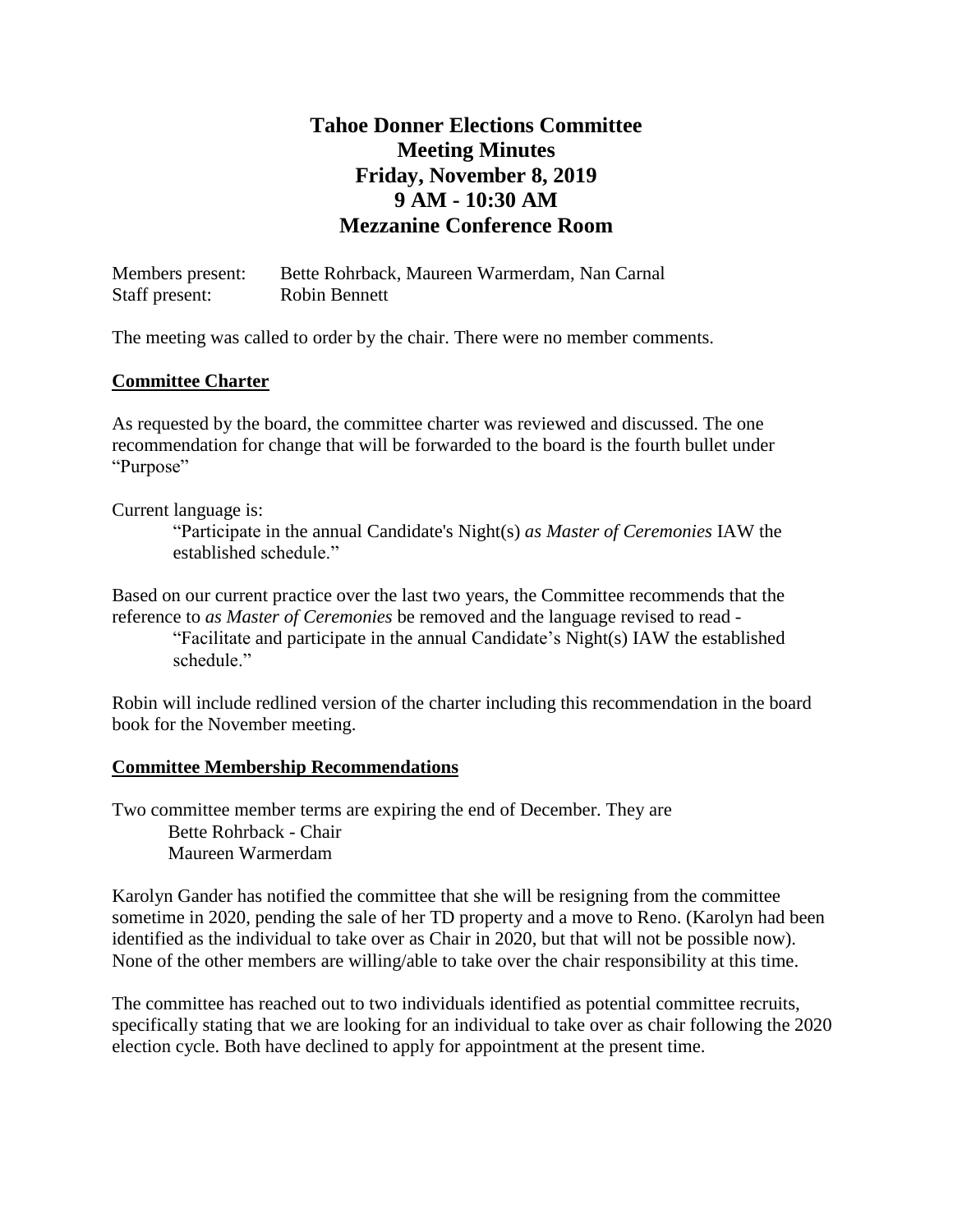# Tahoe Donner Elections Committee
## Meeting Minutes
## Friday, November 8, 2019
## 9 AM - 10:30 AM
## Mezzanine Conference Room

Members present: Bette Rohrback, Maureen Warmerdam, Nan Carnal
Staff present: Robin Bennett

The meeting was called to order by the chair. There were no member comments.

**Committee Charter**

As requested by the board, the committee charter was reviewed and discussed. The one recommendation for change that will be forwarded to the board is the fourth bullet under "Purpose"

Current language is:

> "Participate in the annual Candidate's Night(s) *as Master of Ceremonies* IAW the established schedule."

Based on our current practice over the last two years, the Committee recommends that the reference to *as Master of Ceremonies* be removed and the language revised to read -

> "Facilitate and participate in the annual Candidate's Night(s) IAW the established schedule."

Robin will include redlined version of the charter including this recommendation in the board book for the November meeting.

**Committee Membership Recommendations**

Two committee member terms are expiring the end of December. They are

Bette Rohrback - Chair
Maureen Warmerdam

Karolyn Gander has notified the committee that she will be resigning from the committee sometime in 2020, pending the sale of her TD property and a move to Reno. (Karolyn had been identified as the individual to take over as Chair in 2020, but that will not be possible now). None of the other members are willing/able to take over the chair responsibility at this time.

The committee has reached out to two individuals identified as potential committee recruits, specifically stating that we are looking for an individual to take over as chair following the 2020 election cycle. Both have declined to apply for appointment at the present time.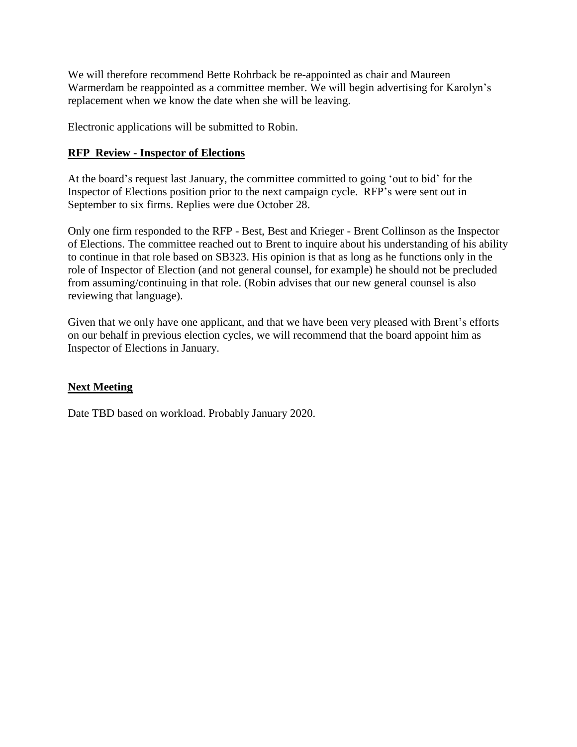We will therefore recommend Bette Rohrback be re-appointed as chair and Maureen Warmerdam be reappointed as a committee member. We will begin advertising for Karolyn's replacement when we know the date when she will be leaving.

Electronic applications will be submitted to Robin.

**RFP Review - Inspector of Elections**

At the board's request last January, the committee committed to going 'out to bid' for the Inspector of Elections position prior to the next campaign cycle. RFP's were sent out in September to six firms. Replies were due October 28.

Only one firm responded to the RFP - Best, Best and Krieger - Brent Collinson as the Inspector of Elections. The committee reached out to Brent to inquire about his understanding of his ability to continue in that role based on SB323. His opinion is that as long as he functions only in the role of Inspector of Election (and not general counsel, for example) he should not be precluded from assuming/continuing in that role. (Robin advises that our new general counsel is also reviewing that language).

Given that we only have one applicant, and that we have been very pleased with Brent's efforts on our behalf in previous election cycles, we will recommend that the board appoint him as Inspector of Elections in January.

**Next Meeting**

Date TBD based on workload. Probably January 2020.